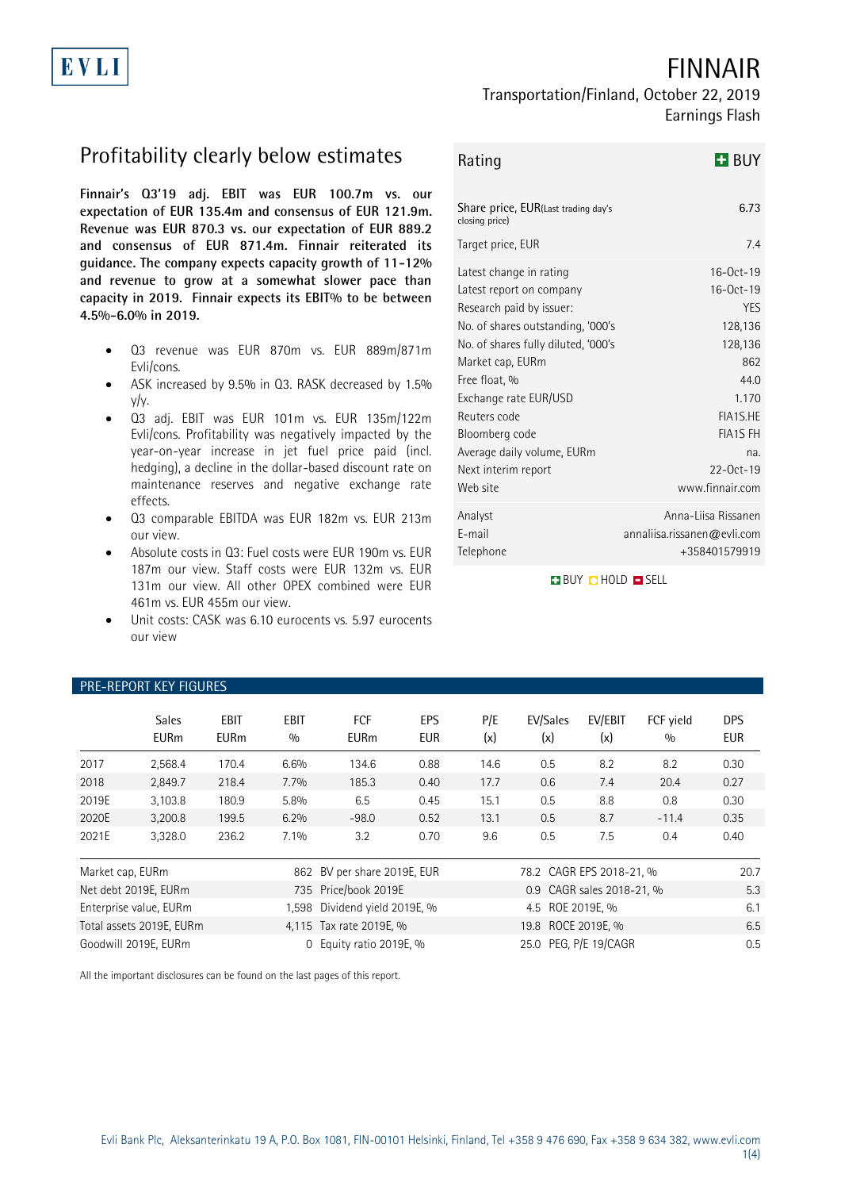EVLI

# FINNAIR

Transportation/Finland, October 22, 2019
Earnings Flash

## Profitability clearly below estimates

**Finnair's Q3'19 adj. EBIT was EUR 100.7m vs. our expectation of EUR 135.4m and consensus of EUR 121.9m. Revenue was EUR 870.3 vs. our expectation of EUR 889.2 and consensus of EUR 871.4m. Finnair reiterated its guidance. The company expects capacity growth of 11-12% and revenue to grow at a somewhat slower pace than capacity in 2019. Finnair expects its EBIT% to be between 4.5%-6.0% in 2019.**

- Q3 revenue was EUR 870m vs. EUR 889m/871m Evli/cons.
- ASK increased by 9.5% in Q3. RASK decreased by 1.5% y/y.
- Q3 adj. EBIT was EUR 101m vs. EUR 135m/122m Evli/cons. Profitability was negatively impacted by the year-on-year increase in jet fuel price paid (incl. hedging), a decline in the dollar-based discount rate on maintenance reserves and negative exchange rate effects.
- Q3 comparable EBITDA was EUR 182m vs. EUR 213m our view.
- Absolute costs in Q3: Fuel costs were EUR 190m vs. EUR 187m our view. Staff costs were EUR 132m vs. EUR 131m our view. All other OPEX combined were EUR 461m vs. EUR 455m our view.
- Unit costs: CASK was 6.10 eurocents vs. 5.97 eurocents our view

| Rating | BUY |
|---|---|
| Share price, EUR (Last trading day's closing price) | 6.73 |
| Target price, EUR | 7.4 |
| Latest change in rating | 16-Oct-19 |
| Latest report on company | 16-Oct-19 |
| Research paid by issuer: | YES |
| No. of shares outstanding, '000's | 128,136 |
| No. of shares fully diluted, '000's | 128,136 |
| Market cap, EURm | 862 |
| Free float, % | 44.0 |
| Exchange rate EUR/USD | 1.170 |
| Reuters code | FIA1S.HE |
| Bloomberg code | FIA1S FH |
| Average daily volume, EURm | na. |
| Next interim report | 22-Oct-19 |
| Web site | www.finnair.com |
| Analyst | Anna-Liisa Rissanen |
| E-mail | annaliisa.rissanen@evli.com |
| Telephone | +358401579919 |

BUY HOLD SELL

### PRE-REPORT KEY FIGURES

| | Sales EURm | EBIT EURm | EBIT % | FCF EURm | EPS EUR | P/E (x) | EV/Sales (x) | EV/EBIT (x) | FCF yield % | DPS EUR |
|---|---|---|---|---|---|---|---|---|---|---|
| 2017 | 2,568.4 | 170.4 | 6.6% | 134.6 | 0.88 | 14.6 | 0.5 | 8.2 | 8.2 | 0.30 |
| 2018 | 2,849.7 | 218.4 | 7.7% | 185.3 | 0.40 | 17.7 | 0.6 | 7.4 | 20.4 | 0.27 |
| 2019E | 3,103.8 | 180.9 | 5.8% | 6.5 | 0.45 | 15.1 | 0.5 | 8.8 | 0.8 | 0.30 |
| 2020E | 3,200.8 | 199.5 | 6.2% | -98.0 | 0.52 | 13.1 | 0.5 | 8.7 | -11.4 | 0.35 |
| 2021E | 3,328.0 | 236.2 | 7.1% | 3.2 | 0.70 | 9.6 | 0.5 | 7.5 | 0.4 | 0.40 |

| | | | | | |
|---|---|---|---|---|---|
| Market cap, EURm | 862 | BV per share 2019E, EUR | 78.2 | CAGR EPS 2018-21, % | 20.7 |
| Net debt 2019E, EURm | 735 | Price/book 2019E | 0.9 | CAGR sales 2018-21, % | 5.3 |
| Enterprise value, EURm | 1,598 | Dividend yield 2019E, % | 4.5 | ROE 2019E, % | 6.1 |
| Total assets 2019E, EURm | 4,115 | Tax rate 2019E, % | 19.8 | ROCE 2019E, % | 6.5 |
| Goodwill 2019E, EURm | 0 | Equity ratio 2019E, % | 25.0 | PEG, P/E 19/CAGR | 0.5 |

All the important disclosures can be found on the last pages of this report.

Evli Bank Plc, Aleksanterinkatu 19 A, P.O. Box 1081, FIN-00101 Helsinki, Finland, Tel +358 9 476 690, Fax +358 9 634 382, www.evli.com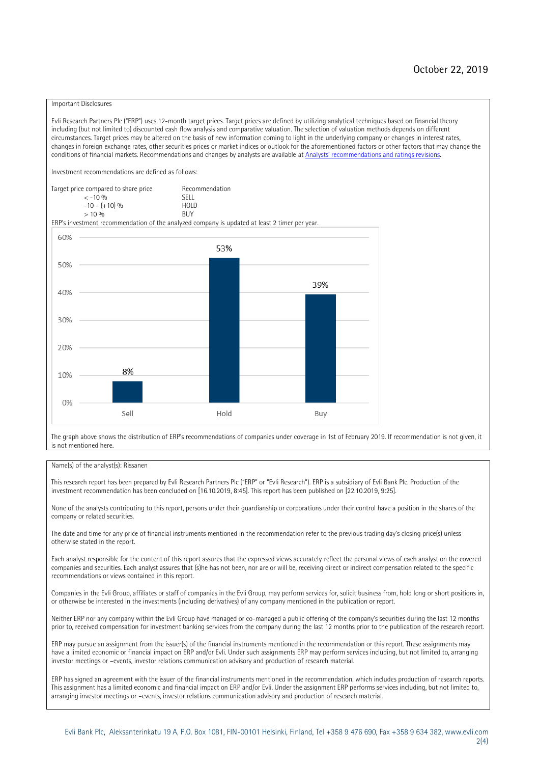October 22, 2019

Important Disclosures

Evli Research Partners Plc ("ERP") uses 12-month target prices. Target prices are defined by utilizing analytical techniques based on financial theory including (but not limited to) discounted cash flow analysis and comparative valuation. The selection of valuation methods depends on different circumstances. Target prices may be altered on the basis of new information coming to light in the underlying company or changes in interest rates, changes in foreign exchange rates, other securities prices or market indices or outlook for the aforementioned factors or other factors that may change the conditions of financial markets. Recommendations and changes by analysts are available at Analysts' recommendations and ratings revisions.

Investment recommendations are defined as follows:

| Target price compared to share price | Recommendation |
|---|---|
| < -10 % | SELL |
| -10 – (+10) % | HOLD |
| > 10 % | BUY |

ERP's investment recommendation of the analyzed company is updated at least 2 timer per year.

| | Sell | Hold | Buy |
|---|---|---|---|
| Share of recommendations | 8% | 53% | 39% |

The graph above shows the distribution of ERP's recommendations of companies under coverage in 1st of February 2019. If recommendation is not given, it is not mentioned here.

Name(s) of the analyst(s): Rissanen

This research report has been prepared by Evli Research Partners Plc ("ERP" or "Evli Research"). ERP is a subsidiary of Evli Bank Plc. Production of the investment recommendation has been concluded on [16.10.2019, 8:45]. This report has been published on [22.10.2019, 9:25].

None of the analysts contributing to this report, persons under their guardianship or corporations under their control have a position in the shares of the company or related securities.

The date and time for any price of financial instruments mentioned in the recommendation refer to the previous trading day's closing price(s) unless otherwise stated in the report.

Each analyst responsible for the content of this report assures that the expressed views accurately reflect the personal views of each analyst on the covered companies and securities. Each analyst assures that (s)he has not been, nor are or will be, receiving direct or indirect compensation related to the specific recommendations or views contained in this report.

Companies in the Evli Group, affiliates or staff of companies in the Evli Group, may perform services for, solicit business from, hold long or short positions in, or otherwise be interested in the investments (including derivatives) of any company mentioned in the publication or report.

Neither ERP nor any company within the Evli Group have managed or co-managed a public offering of the company's securities during the last 12 months prior to, received compensation for investment banking services from the company during the last 12 months prior to the publication of the research report.

ERP may pursue an assignment from the issuer(s) of the financial instruments mentioned in the recommendation or this report. These assignments may have a limited economic or financial impact on ERP and/or Evli. Under such assignments ERP may perform services including, but not limited to, arranging investor meetings or –events, investor relations communication advisory and production of research material.

ERP has signed an agreement with the issuer of the financial instruments mentioned in the recommendation, which includes production of research reports. This assignment has a limited economic and financial impact on ERP and/or Evli. Under the assignment ERP performs services including, but not limited to, arranging investor meetings or –events, investor relations communication advisory and production of research material.

Evli Bank Plc, Aleksanterinkatu 19 A, P.O. Box 1081, FIN-00101 Helsinki, Finland, Tel +358 9 476 690, Fax +358 9 634 382, www.evli.com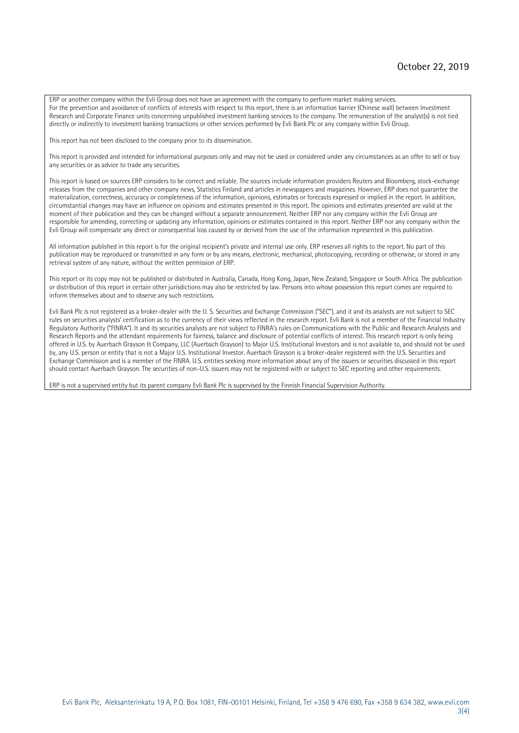ERP or another company within the Evli Group does not have an agreement with the company to perform market making services.
For the prevention and avoidance of conflicts of interests with respect to this report, there is an information barrier (Chinese wall) between Investment Research and Corporate Finance units concerning unpublished investment banking services to the company. The remuneration of the analyst(s) is not tied directly or indirectly to investment banking transactions or other services performed by Evli Bank Plc or any company within Evli Group.

This report has not been disclosed to the company prior to its dissemination.

This report is provided and intended for informational purposes only and may not be used or considered under any circumstances as an offer to sell or buy any securities or as advice to trade any securities.

This report is based on sources ERP considers to be correct and reliable. The sources include information providers Reuters and Bloomberg, stock-exchange releases from the companies and other company news, Statistics Finland and articles in newspapers and magazines. However, ERP does not guarantee the materialization, correctness, accuracy or completeness of the information, opinions, estimates or forecasts expressed or implied in the report. In addition, circumstantial changes may have an influence on opinions and estimates presented in this report. The opinions and estimates presented are valid at the moment of their publication and they can be changed without a separate announcement. Neither ERP nor any company within the Evli Group are responsible for amending, correcting or updating any information, opinions or estimates contained in this report. Neither ERP nor any company within the Evli Group will compensate any direct or consequential loss caused by or derived from the use of the information represented in this publication.

All information published in this report is for the original recipient's private and internal use only. ERP reserves all rights to the report. No part of this publication may be reproduced or transmitted in any form or by any means, electronic, mechanical, photocopying, recording or otherwise, or stored in any retrieval system of any nature, without the written permission of ERP.

This report or its copy may not be published or distributed in Australia, Canada, Hong Kong, Japan, New Zealand, Singapore or South Africa. The publication or distribution of this report in certain other jurisdictions may also be restricted by law. Persons into whose possession this report comes are required to inform themselves about and to observe any such restrictions.

Evli Bank Plc is not registered as a broker-dealer with the U. S. Securities and Exchange Commission ("SEC"), and it and its analysts are not subject to SEC rules on securities analysts' certification as to the currency of their views reflected in the research report. Evli Bank is not a member of the Financial Industry Regulatory Authority ("FINRA"). It and its securities analysts are not subject to FINRA's rules on Communications with the Public and Research Analysts and Research Reports and the attendant requirements for fairness, balance and disclosure of potential conflicts of interest. This research report is only being offered in U.S. by Auerbach Grayson & Company, LLC (Auerbach Grayson) to Major U.S. Institutional Investors and is not available to, and should not be used by, any U.S. person or entity that is not a Major U.S. Institutional Investor. Auerbach Grayson is a broker-dealer registered with the U.S. Securities and Exchange Commission and is a member of the FINRA. U.S. entities seeking more information about any of the issuers or securities discussed in this report should contact Auerbach Grayson. The securities of non-U.S. issuers may not be registered with or subject to SEC reporting and other requirements.

ERP is not a supervised entity but its parent company Evli Bank Plc is supervised by the Finnish Financial Supervision Authority.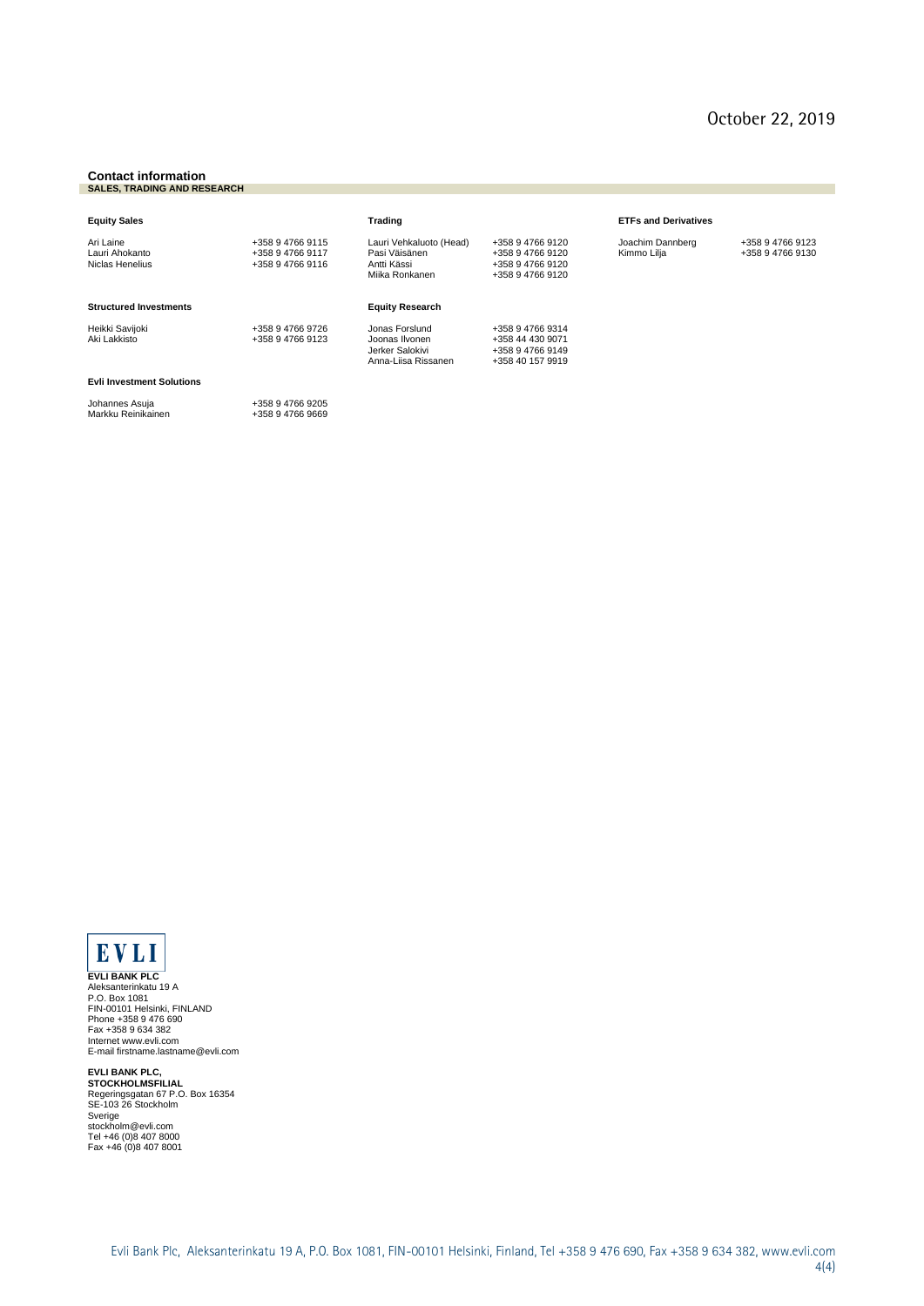October 22, 2019

## Contact information

**SALES, TRADING AND RESEARCH**

**Equity Sales**

| | |
|---|---|
| Ari Laine | +358 9 4766 9115 |
| Lauri Ahokanto | +358 9 4766 9117 |
| Niclas Henelius | +358 9 4766 9116 |

**Trading**

| | |
|---|---|
| Lauri Vehkaluoto (Head) | +358 9 4766 9120 |
| Pasi Väisänen | +358 9 4766 9120 |
| Antti Kässi | +358 9 4766 9120 |
| Miika Ronkanen | +358 9 4766 9120 |

**ETFs and Derivatives**

| | |
|---|---|
| Joachim Dannberg | +358 9 4766 9123 |
| Kimmo Lilja | +358 9 4766 9130 |

**Structured Investments**

| | |
|---|---|
| Heikki Savijoki | +358 9 4766 9726 |
| Aki Lakkisto | +358 9 4766 9123 |

**Equity Research**

| | |
|---|---|
| Jonas Forslund | +358 9 4766 9314 |
| Joonas Ilvonen | +358 44 430 9071 |
| Jerker Salokivi | +358 9 4766 9149 |
| Anna-Liisa Rissanen | +358 40 157 9919 |

**Evli Investment Solutions**

| | |
|---|---|
| Johannes Asuja | +358 9 4766 9205 |
| Markku Reinikainen | +358 9 4766 9669 |

EVLI

**EVLI BANK PLC**
Aleksanterinkatu 19 A
P.O. Box 1081
FIN-00101 Helsinki, FINLAND
Phone +358 9 476 690
Fax +358 9 634 382
Internet www.evli.com
E-mail firstname.lastname@evli.com

**EVLI BANK PLC,**
**STOCKHOLMSFILIAL**
Regeringsgatan 67 P.O. Box 16354
SE-103 26 Stockholm
Sverige
stockholm@evli.com
Tel +46 (0)8 407 8000
Fax +46 (0)8 407 8001